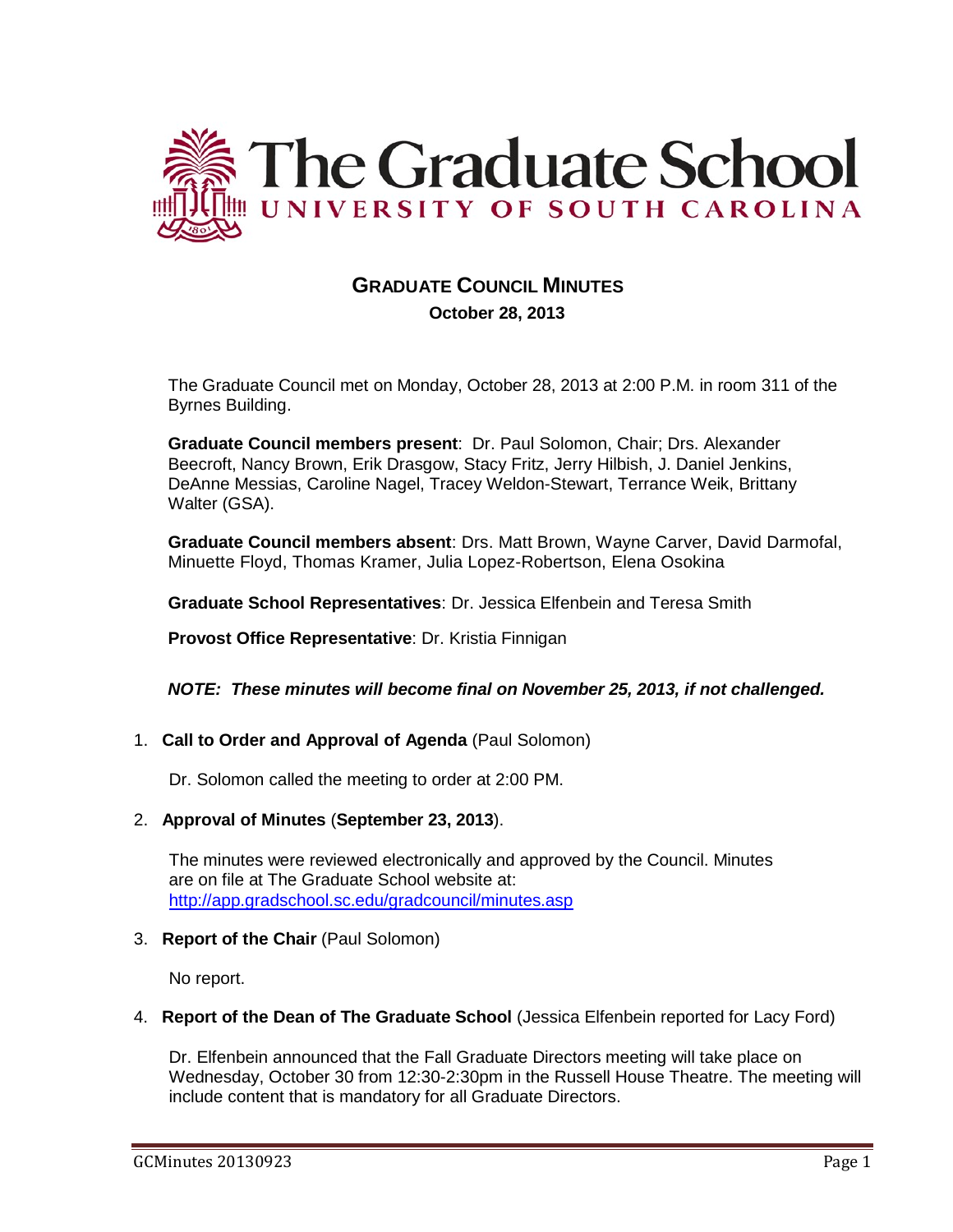# The Graduate School
## UNIVERSITY OF SOUTH CAROLINA

## GRADUATE COUNCIL MINUTES
**October 28, 2013**

The Graduate Council met on Monday, October 28, 2013 at 2:00 P.M. in room 311 of the Byrnes Building.

**Graduate Council members present**: Dr. Paul Solomon, Chair; Drs. Alexander Beecroft, Nancy Brown, Erik Drasgow, Stacy Fritz, Jerry Hilbish, J. Daniel Jenkins, DeAnne Messias, Caroline Nagel, Tracey Weldon-Stewart, Terrance Weik, Brittany Walter (GSA).

**Graduate Council members absent**: Drs. Matt Brown, Wayne Carver, David Darmofal, Minuette Floyd, Thomas Kramer, Julia Lopez-Robertson, Elena Osokina

**Graduate School Representatives**: Dr. Jessica Elfenbein and Teresa Smith

**Provost Office Representative**: Dr. Kristia Finnigan

***NOTE: These minutes will become final on November 25, 2013, if not challenged.***

1. **Call to Order and Approval of Agenda** (Paul Solomon)

   Dr. Solomon called the meeting to order at 2:00 PM.

2. **Approval of Minutes** (**September 23, 2013**).

   The minutes were reviewed electronically and approved by the Council. Minutes are on file at The Graduate School website at: http://app.gradschool.sc.edu/gradcouncil/minutes.asp

3. **Report of the Chair** (Paul Solomon)

   No report.

4. **Report of the Dean of The Graduate School** (Jessica Elfenbein reported for Lacy Ford)

   Dr. Elfenbein announced that the Fall Graduate Directors meeting will take place on Wednesday, October 30 from 12:30-2:30pm in the Russell House Theatre. The meeting will include content that is mandatory for all Graduate Directors.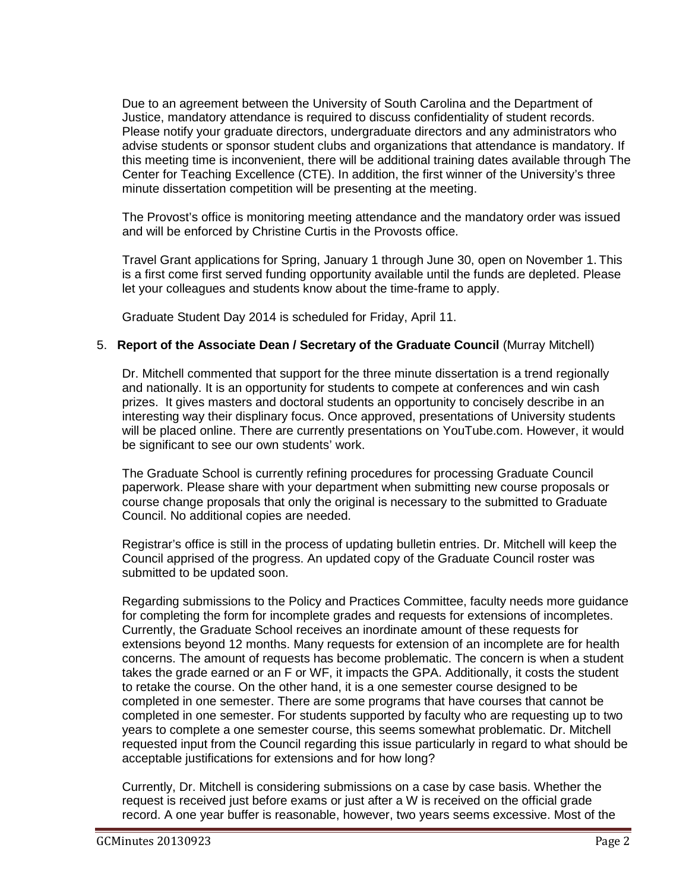Due to an agreement between the University of South Carolina and the Department of Justice, mandatory attendance is required to discuss confidentiality of student records. Please notify your graduate directors, undergraduate directors and any administrators who advise students or sponsor student clubs and organizations that attendance is mandatory. If this meeting time is inconvenient, there will be additional training dates available through The Center for Teaching Excellence (CTE). In addition, the first winner of the University's three minute dissertation competition will be presenting at the meeting.

The Provost's office is monitoring meeting attendance and the mandatory order was issued and will be enforced by Christine Curtis in the Provosts office.

Travel Grant applications for Spring, January 1 through June 30, open on November 1. This is a first come first served funding opportunity available until the funds are depleted. Please let your colleagues and students know about the time-frame to apply.

Graduate Student Day 2014 is scheduled for Friday, April 11.

5. **Report of the Associate Dean / Secretary of the Graduate Council** (Murray Mitchell)

Dr. Mitchell commented that support for the three minute dissertation is a trend regionally and nationally. It is an opportunity for students to compete at conferences and win cash prizes. It gives masters and doctoral students an opportunity to concisely describe in an interesting way their displinary focus. Once approved, presentations of University students will be placed online. There are currently presentations on YouTube.com. However, it would be significant to see our own students' work.

The Graduate School is currently refining procedures for processing Graduate Council paperwork. Please share with your department when submitting new course proposals or course change proposals that only the original is necessary to the submitted to Graduate Council. No additional copies are needed.

Registrar's office is still in the process of updating bulletin entries. Dr. Mitchell will keep the Council apprised of the progress. An updated copy of the Graduate Council roster was submitted to be updated soon.

Regarding submissions to the Policy and Practices Committee, faculty needs more guidance for completing the form for incomplete grades and requests for extensions of incompletes. Currently, the Graduate School receives an inordinate amount of these requests for extensions beyond 12 months. Many requests for extension of an incomplete are for health concerns. The amount of requests has become problematic. The concern is when a student takes the grade earned or an F or WF, it impacts the GPA. Additionally, it costs the student to retake the course. On the other hand, it is a one semester course designed to be completed in one semester. There are some programs that have courses that cannot be completed in one semester. For students supported by faculty who are requesting up to two years to complete a one semester course, this seems somewhat problematic. Dr. Mitchell requested input from the Council regarding this issue particularly in regard to what should be acceptable justifications for extensions and for how long?

Currently, Dr. Mitchell is considering submissions on a case by case basis. Whether the request is received just before exams or just after a W is received on the official grade record. A one year buffer is reasonable, however, two years seems excessive. Most of the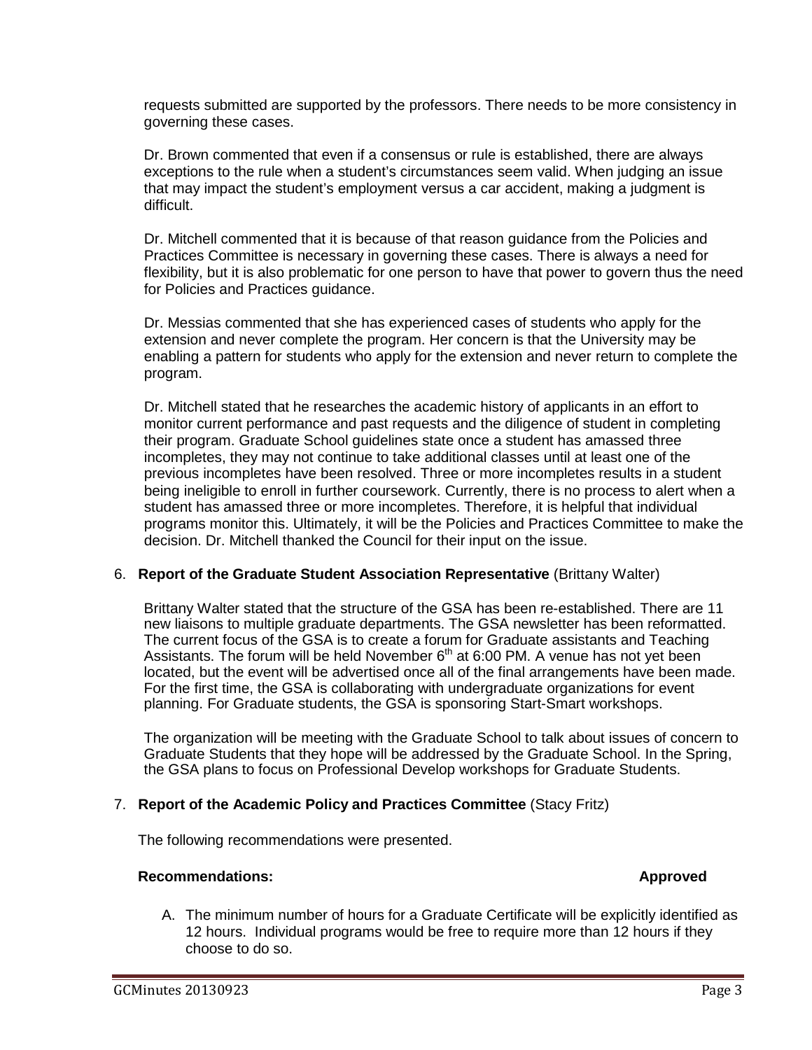requests submitted are supported by the professors. There needs to be more consistency in governing these cases.

Dr. Brown commented that even if a consensus or rule is established, there are always exceptions to the rule when a student's circumstances seem valid. When judging an issue that may impact the student's employment versus a car accident, making a judgment is difficult.

Dr. Mitchell commented that it is because of that reason guidance from the Policies and Practices Committee is necessary in governing these cases. There is always a need for flexibility, but it is also problematic for one person to have that power to govern thus the need for Policies and Practices guidance.

Dr. Messias commented that she has experienced cases of students who apply for the extension and never complete the program. Her concern is that the University may be enabling a pattern for students who apply for the extension and never return to complete the program.

Dr. Mitchell stated that he researches the academic history of applicants in an effort to monitor current performance and past requests and the diligence of student in completing their program. Graduate School guidelines state once a student has amassed three incompletes, they may not continue to take additional classes until at least one of the previous incompletes have been resolved. Three or more incompletes results in a student being ineligible to enroll in further coursework. Currently, there is no process to alert when a student has amassed three or more incompletes. Therefore, it is helpful that individual programs monitor this. Ultimately, it will be the Policies and Practices Committee to make the decision. Dr. Mitchell thanked the Council for their input on the issue.

6. **Report of the Graduate Student Association Representative** (Brittany Walter)

Brittany Walter stated that the structure of the GSA has been re-established. There are 11 new liaisons to multiple graduate departments. The GSA newsletter has been reformatted. The current focus of the GSA is to create a forum for Graduate assistants and Teaching Assistants. The forum will be held November 6th at 6:00 PM. A venue has not yet been located, but the event will be advertised once all of the final arrangements have been made. For the first time, the GSA is collaborating with undergraduate organizations for event planning. For Graduate students, the GSA is sponsoring Start-Smart workshops.

The organization will be meeting with the Graduate School to talk about issues of concern to Graduate Students that they hope will be addressed by the Graduate School. In the Spring, the GSA plans to focus on Professional Develop workshops for Graduate Students.

7. **Report of the Academic Policy and Practices Committee** (Stacy Fritz)

The following recommendations were presented.

**Recommendations:** **Approved**

A. The minimum number of hours for a Graduate Certificate will be explicitly identified as 12 hours. Individual programs would be free to require more than 12 hours if they choose to do so.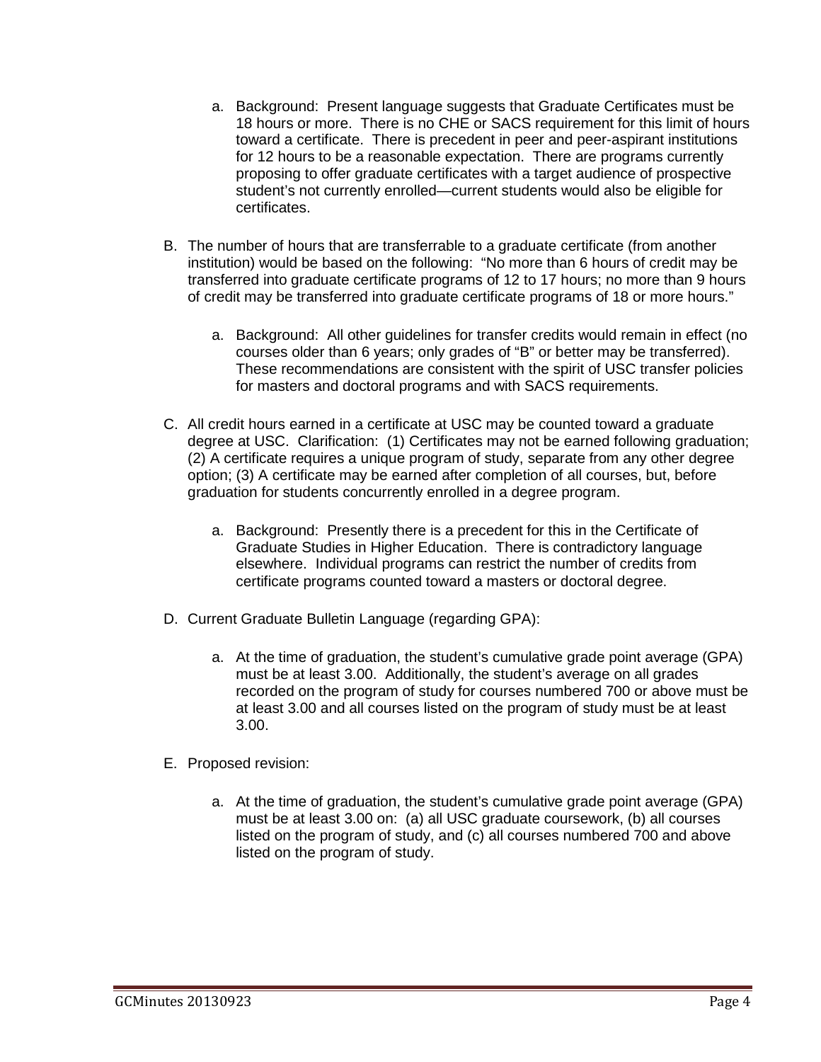a. Background: Present language suggests that Graduate Certificates must be 18 hours or more. There is no CHE or SACS requirement for this limit of hours toward a certificate. There is precedent in peer and peer-aspirant institutions for 12 hours to be a reasonable expectation. There are programs currently proposing to offer graduate certificates with a target audience of prospective student's not currently enrolled—current students would also be eligible for certificates.

B. The number of hours that are transferrable to a graduate certificate (from another institution) would be based on the following: "No more than 6 hours of credit may be transferred into graduate certificate programs of 12 to 17 hours; no more than 9 hours of credit may be transferred into graduate certificate programs of 18 or more hours."

    a. Background: All other guidelines for transfer credits would remain in effect (no courses older than 6 years; only grades of "B" or better may be transferred). These recommendations are consistent with the spirit of USC transfer policies for masters and doctoral programs and with SACS requirements.

C. All credit hours earned in a certificate at USC may be counted toward a graduate degree at USC. Clarification: (1) Certificates may not be earned following graduation; (2) A certificate requires a unique program of study, separate from any other degree option; (3) A certificate may be earned after completion of all courses, but, before graduation for students concurrently enrolled in a degree program.

    a. Background: Presently there is a precedent for this in the Certificate of Graduate Studies in Higher Education. There is contradictory language elsewhere. Individual programs can restrict the number of credits from certificate programs counted toward a masters or doctoral degree.

D. Current Graduate Bulletin Language (regarding GPA):

    a. At the time of graduation, the student's cumulative grade point average (GPA) must be at least 3.00. Additionally, the student's average on all grades recorded on the program of study for courses numbered 700 or above must be at least 3.00 and all courses listed on the program of study must be at least 3.00.

E. Proposed revision:

    a. At the time of graduation, the student's cumulative grade point average (GPA) must be at least 3.00 on: (a) all USC graduate coursework, (b) all courses listed on the program of study, and (c) all courses numbered 700 and above listed on the program of study.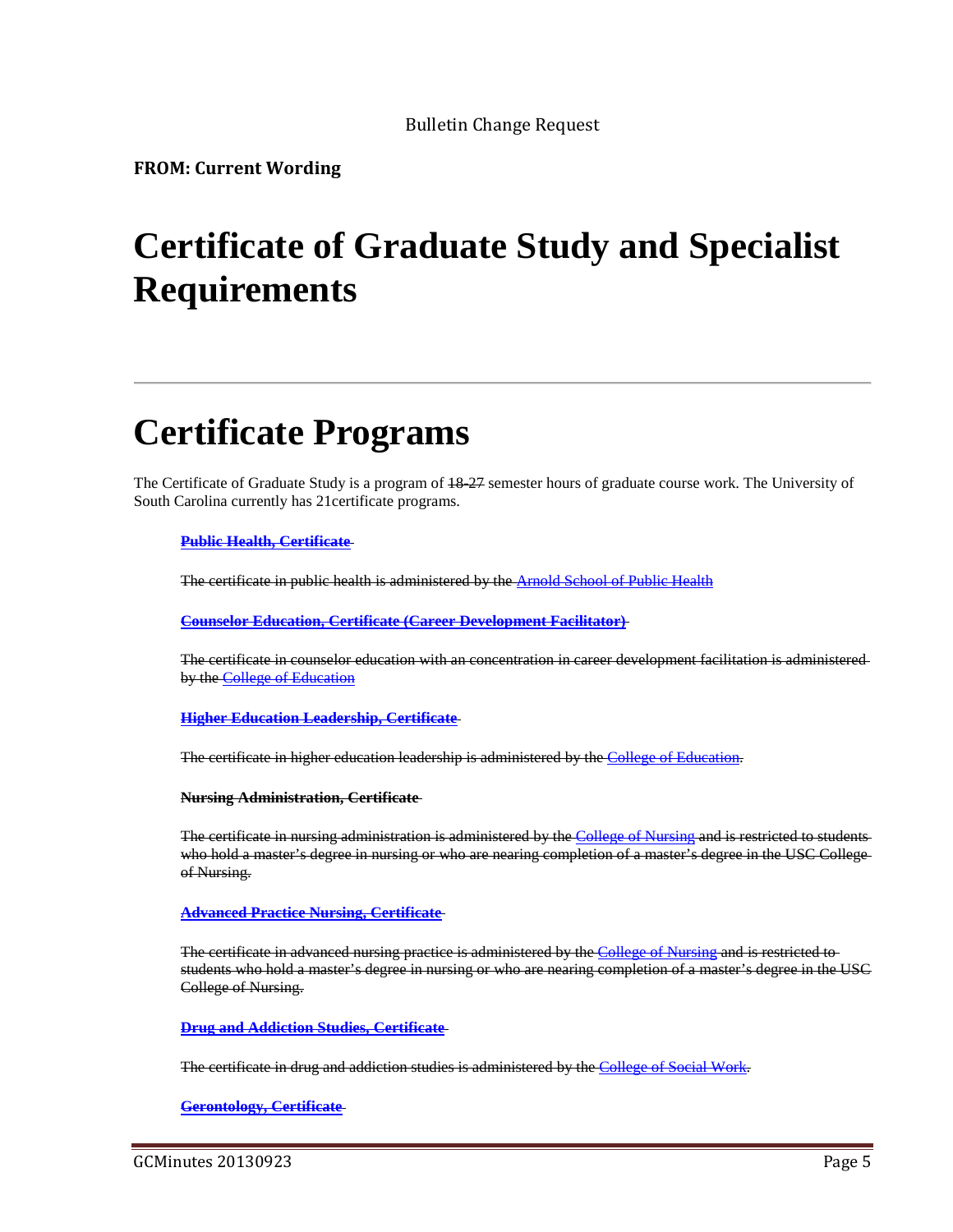Bulletin Change Request

**FROM: Current Wording**

# Certificate of Graduate Study and Specialist Requirements

---

# Certificate Programs

The Certificate of Graduate Study is a program of ~~18-~~27 semester hours of graduate course work. The University of South Carolina currently has 21certificate programs.

~~**Public Health, Certificate**~~

~~The certificate in public health is administered by the Arnold School of Public Health~~

~~**Counselor Education, Certificate (Career Development Facilitator)**~~

~~The certificate in counselor education with an concentration in career development facilitation is administered by the College of Education~~

~~**Higher Education Leadership, Certificate**~~

~~The certificate in higher education leadership is administered by the College of Education.~~

~~**Nursing Administration, Certificate**~~

~~The certificate in nursing administration is administered by the College of Nursing and is restricted to students who hold a master's degree in nursing or who are nearing completion of a master's degree in the USC College of Nursing.~~

~~**Advanced Practice Nursing, Certificate**~~

~~The certificate in advanced nursing practice is administered by the College of Nursing and is restricted to students who hold a master's degree in nursing or who are nearing completion of a master's degree in the USC College of Nursing.~~

~~**Drug and Addiction Studies, Certificate**~~

~~The certificate in drug and addiction studies is administered by the College of Social Work.~~

~~**Gerontology, Certificate**~~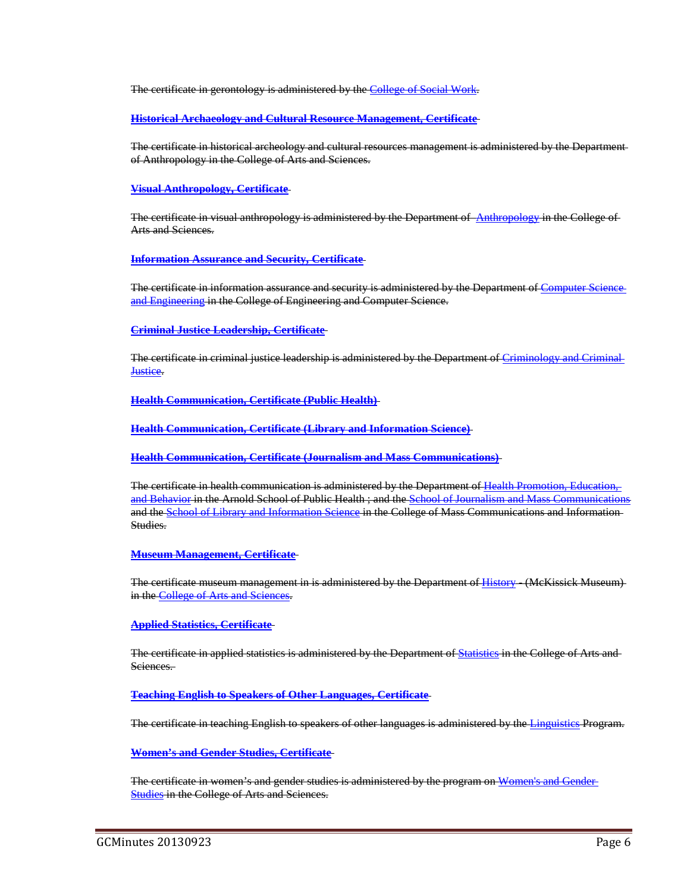The certificate in gerontology is administered by the College of Social Work.

**Historical Archaeology and Cultural Resource Management, Certificate**

The certificate in historical archeology and cultural resources management is administered by the Department of Anthropology in the College of Arts and Sciences.

**Visual Anthropology, Certificate**

The certificate in visual anthropology is administered by the Department of Anthropology in the College of Arts and Sciences.

**Information Assurance and Security, Certificate**

The certificate in information assurance and security is administered by the Department of Computer Science and Engineering in the College of Engineering and Computer Science.

**Criminal Justice Leadership, Certificate**

The certificate in criminal justice leadership is administered by the Department of Criminology and Criminal Justice.

**Health Communication, Certificate (Public Health)**

**Health Communication, Certificate (Library and Information Science)**

**Health Communication, Certificate (Journalism and Mass Communications)**

The certificate in health communication is administered by the Department of Health Promotion, Education, and Behavior in the Arnold School of Public Health ; and the School of Journalism and Mass Communications and the School of Library and Information Science in the College of Mass Communications and Information Studies.

**Museum Management, Certificate**

The certificate museum management in is administered by the Department of History - (McKissick Museum) in the College of Arts and Sciences.

**Applied Statistics, Certificate**

The certificate in applied statistics is administered by the Department of Statistics in the College of Arts and Sciences.

**Teaching English to Speakers of Other Languages, Certificate**

The certificate in teaching English to speakers of other languages is administered by the Linguistics Program.

**Women's and Gender Studies, Certificate**

The certificate in women's and gender studies is administered by the program on Women's and Gender Studies in the College of Arts and Sciences.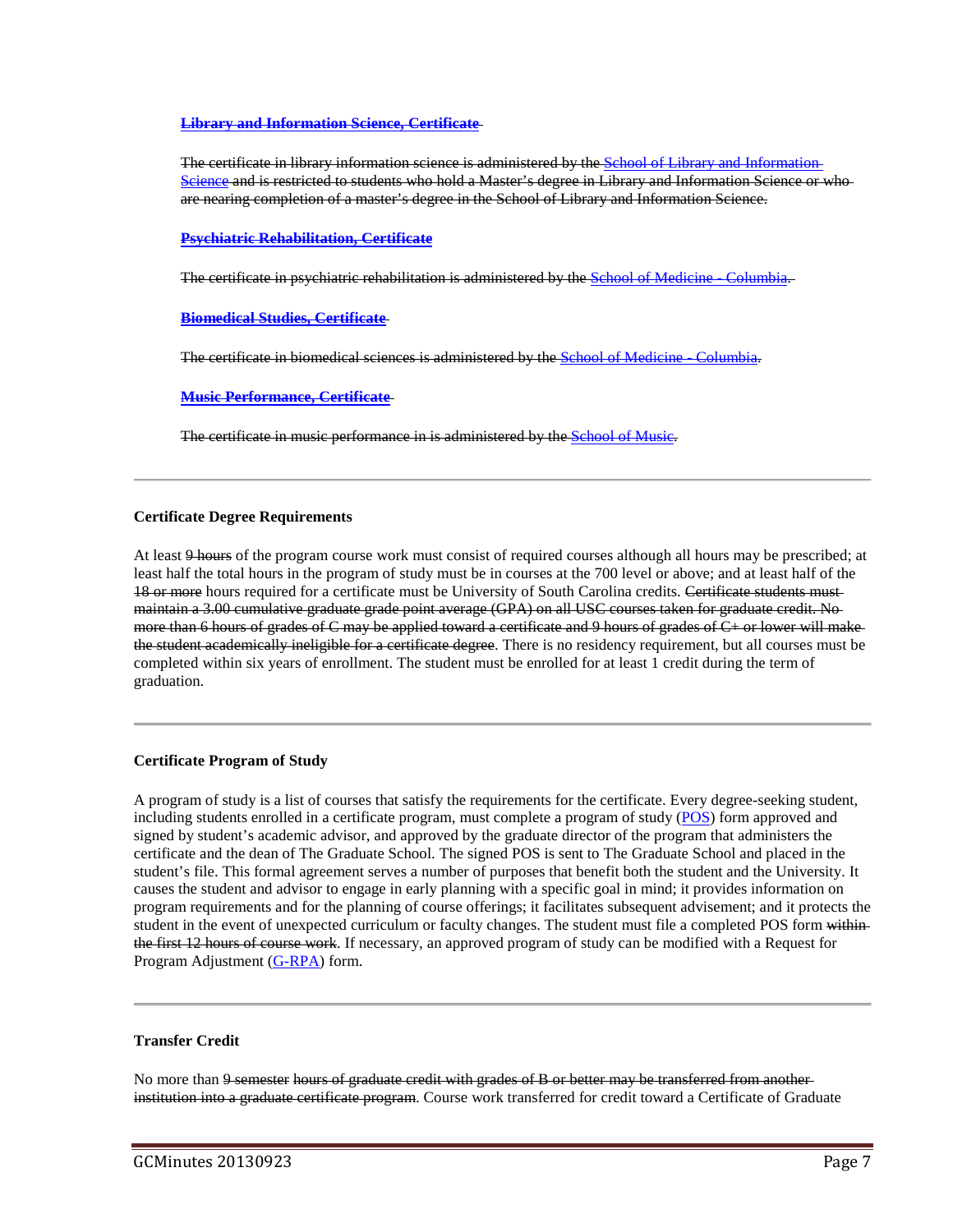**~~Library and Information Science, Certificate~~**

~~The certificate in library information science is administered by the School of Library and Information Science and is restricted to students who hold a Master's degree in Library and Information Science or who are nearing completion of a master's degree in the School of Library and Information Science.~~

**~~Psychiatric Rehabilitation, Certificate~~**

~~The certificate in psychiatric rehabilitation is administered by the School of Medicine - Columbia.~~

**~~Biomedical Studies, Certificate~~**

~~The certificate in biomedical sciences is administered by the School of Medicine - Columbia.~~

**~~Music Performance, Certificate~~**

~~The certificate in music performance in is administered by the School of Music.~~

---

**Certificate Degree Requirements**

At least ~~9 hours~~ of the program course work must consist of required courses although all hours may be prescribed; at least half the total hours in the program of study must be in courses at the 700 level or above; and at least half of the ~~18 or more~~ hours required for a certificate must be University of South Carolina credits. ~~Certificate students must maintain a 3.00 cumulative graduate grade point average (GPA) on all USC courses taken for graduate credit. No more than 6 hours of grades of C may be applied toward a certificate and 9 hours of grades of C+ or lower will make the student academically ineligible for a certificate degree.~~ There is no residency requirement, but all courses must be completed within six years of enrollment. The student must be enrolled for at least 1 credit during the term of graduation.

---

**Certificate Program of Study**

A program of study is a list of courses that satisfy the requirements for the certificate. Every degree-seeking student, including students enrolled in a certificate program, must complete a program of study (POS) form approved and signed by student's academic advisor, and approved by the graduate director of the program that administers the certificate and the dean of The Graduate School. The signed POS is sent to The Graduate School and placed in the student's file. This formal agreement serves a number of purposes that benefit both the student and the University. It causes the student and advisor to engage in early planning with a specific goal in mind; it provides information on program requirements and for the planning of course offerings; it facilitates subsequent advisement; and it protects the student in the event of unexpected curriculum or faculty changes. The student must file a completed POS form ~~within the first 12 hours of course work~~. If necessary, an approved program of study can be modified with a Request for Program Adjustment (G-RPA) form.

---

**Transfer Credit**

No more than ~~9 semester~~ hours of graduate credit ~~with grades of B or better may be transferred from another institution into a graduate certificate program~~. Course work transferred for credit toward a Certificate of Graduate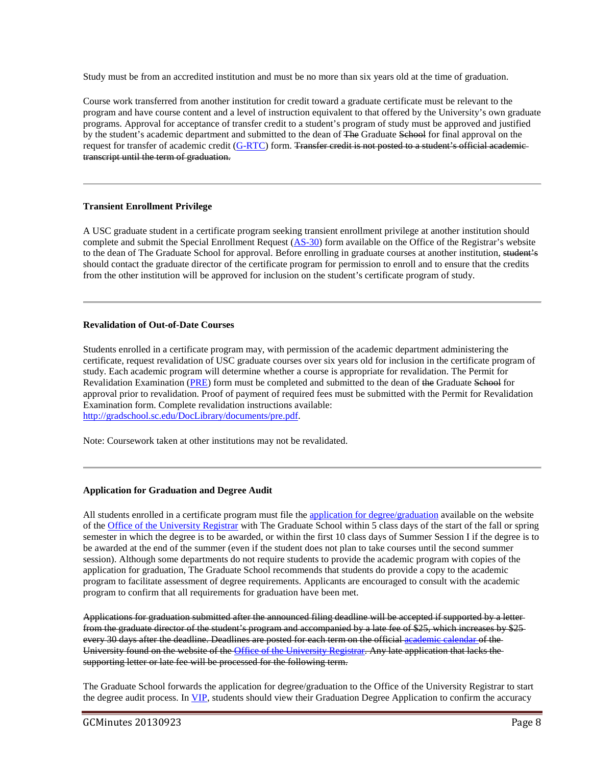Study must be from an accredited institution and must be no more than six years old at the time of graduation.

Course work transferred from another institution for credit toward a graduate certificate must be relevant to the program and have course content and a level of instruction equivalent to that offered by the University's own graduate programs. Approval for acceptance of transfer credit to a student's program of study must be approved and justified by the student's academic department and submitted to the dean of ~~The~~ Graduate ~~School~~ for final approval on the request for transfer of academic credit (G-RTC) form. ~~Transfer credit is not posted to a student's official academic transcript until the term of graduation.~~

---

**Transient Enrollment Privilege**

A USC graduate student in a certificate program seeking transient enrollment privilege at another institution should complete and submit the Special Enrollment Request (AS-30) form available on the Office of the Registrar's website to the dean of The Graduate School for approval. Before enrolling in graduate courses at another institution, ~~student's~~ should contact the graduate director of the certificate program for permission to enroll and to ensure that the credits from the other institution will be approved for inclusion on the student's certificate program of study.

---

**Revalidation of Out-of-Date Courses**

Students enrolled in a certificate program may, with permission of the academic department administering the certificate, request revalidation of USC graduate courses over six years old for inclusion in the certificate program of study. Each academic program will determine whether a course is appropriate for revalidation. The Permit for Revalidation Examination (PRE) form must be completed and submitted to the dean of ~~the~~ Graduate ~~School~~ for approval prior to revalidation. Proof of payment of required fees must be submitted with the Permit for Revalidation Examination form. Complete revalidation instructions available: http://gradschool.sc.edu/DocLibrary/documents/pre.pdf.

Note: Coursework taken at other institutions may not be revalidated.

---

**Application for Graduation and Degree Audit**

All students enrolled in a certificate program must file the application for degree/graduation available on the website of the Office of the University Registrar with The Graduate School within 5 class days of the start of the fall or spring semester in which the degree is to be awarded, or within the first 10 class days of Summer Session I if the degree is to be awarded at the end of the summer (even if the student does not plan to take courses until the second summer session). Although some departments do not require students to provide the academic program with copies of the application for graduation, The Graduate School recommends that students do provide a copy to the academic program to facilitate assessment of degree requirements. Applicants are encouraged to consult with the academic program to confirm that all requirements for graduation have been met.

~~Applications for graduation submitted after the announced filing deadline will be accepted if supported by a letter from the graduate director of the student's program and accompanied by a late fee of $25, which increases by $25 every 30 days after the deadline. Deadlines are posted for each term on the official academic calendar of the University found on the website of the Office of the University Registrar. Any late application that lacks the supporting letter or late fee will be processed for the following term.~~

The Graduate School forwards the application for degree/graduation to the Office of the University Registrar to start the degree audit process. In VIP, students should view their Graduation Degree Application to confirm the accuracy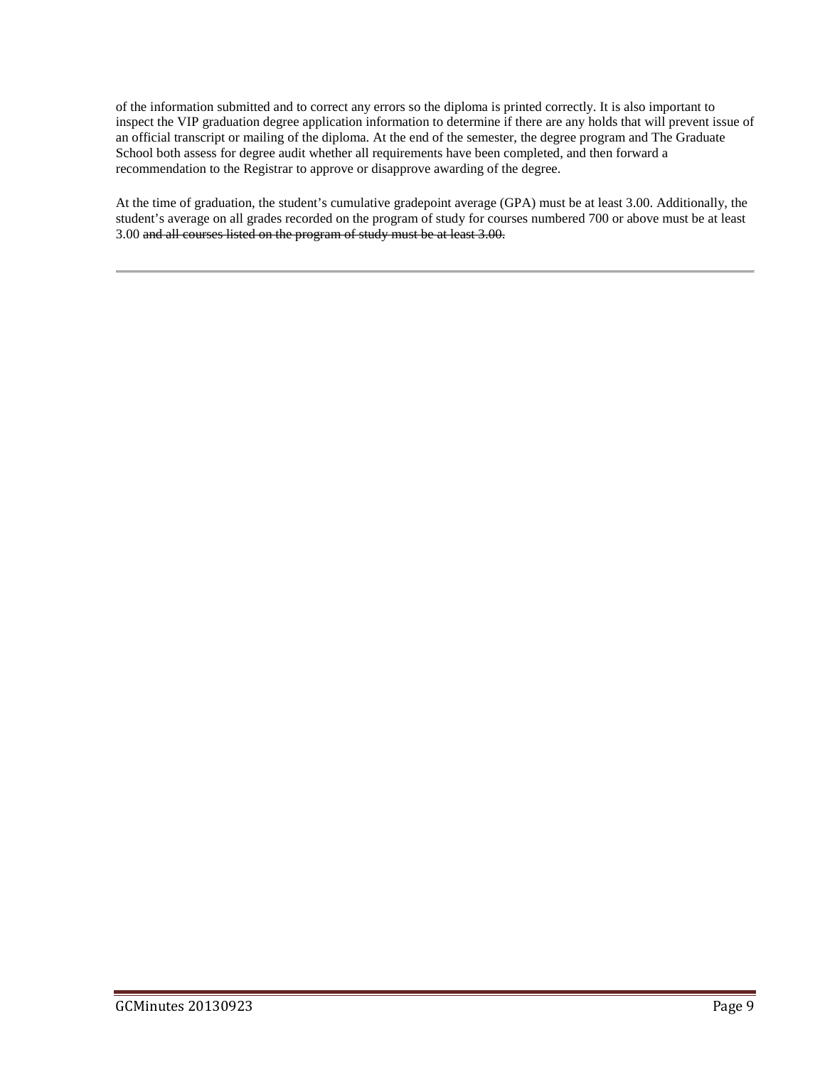of the information submitted and to correct any errors so the diploma is printed correctly. It is also important to inspect the VIP graduation degree application information to determine if there are any holds that will prevent issue of an official transcript or mailing of the diploma. At the end of the semester, the degree program and The Graduate School both assess for degree audit whether all requirements have been completed, and then forward a recommendation to the Registrar to approve or disapprove awarding of the degree.

At the time of graduation, the student's cumulative gradepoint average (GPA) must be at least 3.00. Additionally, the student's average on all grades recorded on the program of study for courses numbered 700 or above must be at least 3.00 ~~and all courses listed on the program of study must be at least 3.00.~~

---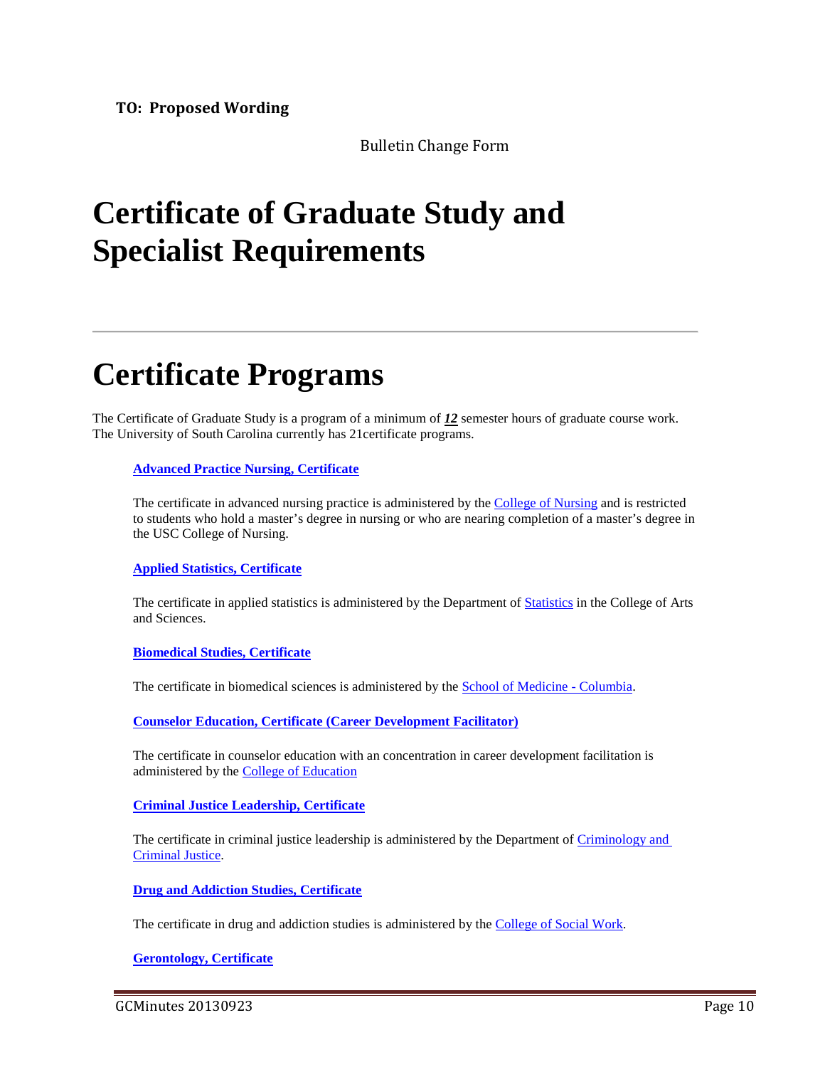**TO: Proposed Wording**

Bulletin Change Form

# Certificate of Graduate Study and Specialist Requirements

---

# Certificate Programs

The Certificate of Graduate Study is a program of a minimum of ***12*** semester hours of graduate course work. The University of South Carolina currently has 21certificate programs.

**Advanced Practice Nursing, Certificate**

The certificate in advanced nursing practice is administered by the College of Nursing and is restricted to students who hold a master's degree in nursing or who are nearing completion of a master's degree in the USC College of Nursing.

**Applied Statistics, Certificate**

The certificate in applied statistics is administered by the Department of Statistics in the College of Arts and Sciences.

**Biomedical Studies, Certificate**

The certificate in biomedical sciences is administered by the School of Medicine - Columbia.

**Counselor Education, Certificate (Career Development Facilitator)**

The certificate in counselor education with an concentration in career development facilitation is administered by the College of Education

**Criminal Justice Leadership, Certificate**

The certificate in criminal justice leadership is administered by the Department of Criminology and Criminal Justice.

**Drug and Addiction Studies, Certificate**

The certificate in drug and addiction studies is administered by the College of Social Work.

**Gerontology, Certificate**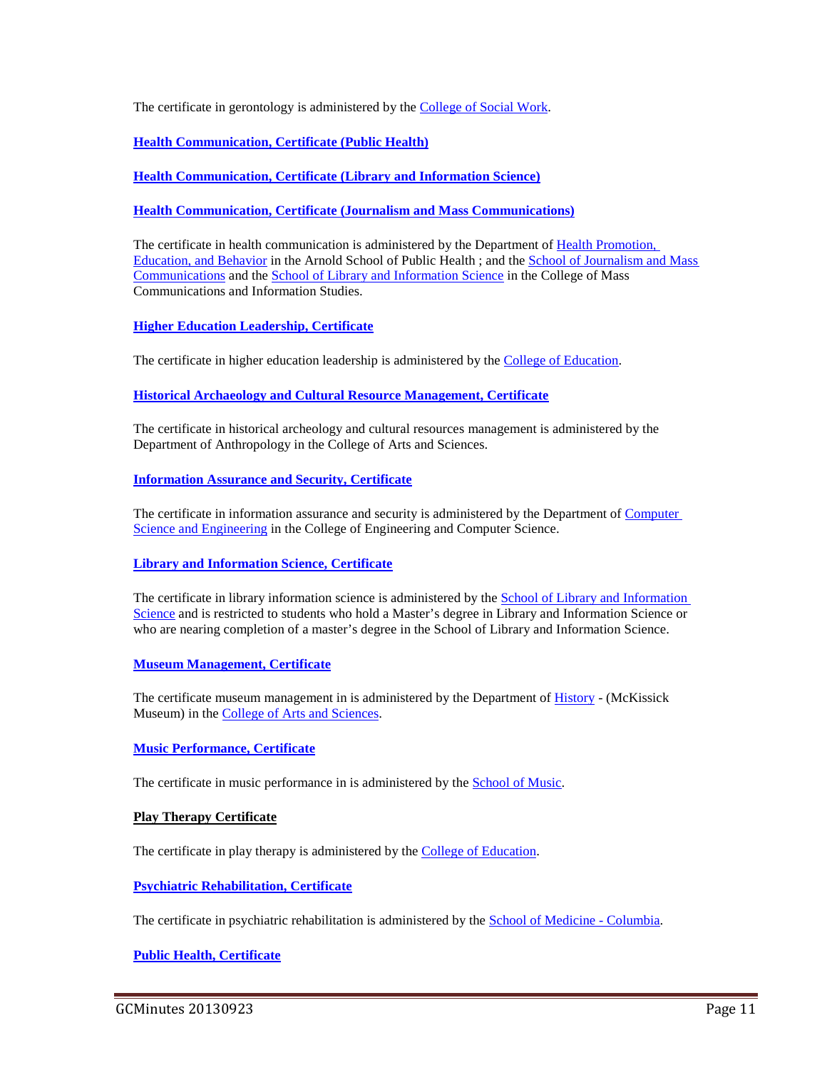The certificate in gerontology is administered by the College of Social Work.

**Health Communication, Certificate (Public Health)**

**Health Communication, Certificate (Library and Information Science)**

**Health Communication, Certificate (Journalism and Mass Communications)**

The certificate in health communication is administered by the Department of Health Promotion, Education, and Behavior in the Arnold School of Public Health ; and the School of Journalism and Mass Communications and the School of Library and Information Science in the College of Mass Communications and Information Studies.

**Higher Education Leadership, Certificate**

The certificate in higher education leadership is administered by the College of Education.

**Historical Archaeology and Cultural Resource Management, Certificate**

The certificate in historical archeology and cultural resources management is administered by the Department of Anthropology in the College of Arts and Sciences.

**Information Assurance and Security, Certificate**

The certificate in information assurance and security is administered by the Department of Computer Science and Engineering in the College of Engineering and Computer Science.

**Library and Information Science, Certificate**

The certificate in library information science is administered by the School of Library and Information Science and is restricted to students who hold a Master's degree in Library and Information Science or who are nearing completion of a master's degree in the School of Library and Information Science.

**Museum Management, Certificate**

The certificate museum management in is administered by the Department of History - (McKissick Museum) in the College of Arts and Sciences.

**Music Performance, Certificate**

The certificate in music performance in is administered by the School of Music.

**Play Therapy Certificate**

The certificate in play therapy is administered by the College of Education.

**Psychiatric Rehabilitation, Certificate**

The certificate in psychiatric rehabilitation is administered by the School of Medicine - Columbia.

**Public Health, Certificate**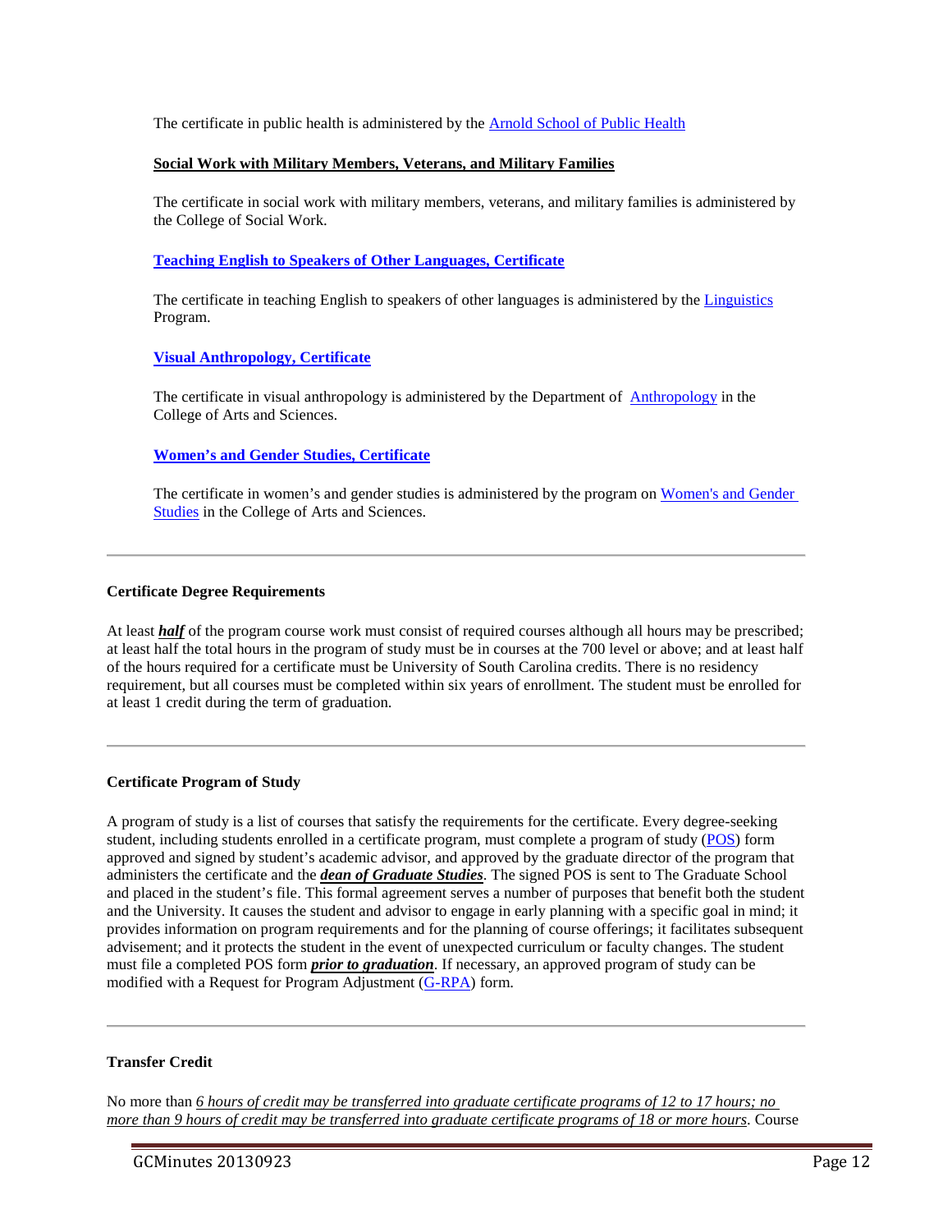The certificate in public health is administered by the Arnold School of Public Health

**Social Work with Military Members, Veterans, and Military Families**

The certificate in social work with military members, veterans, and military families is administered by the College of Social Work.

**Teaching English to Speakers of Other Languages, Certificate**

The certificate in teaching English to speakers of other languages is administered by the Linguistics Program.

**Visual Anthropology, Certificate**

The certificate in visual anthropology is administered by the Department of Anthropology in the College of Arts and Sciences.

**Women's and Gender Studies, Certificate**

The certificate in women's and gender studies is administered by the program on Women's and Gender Studies in the College of Arts and Sciences.

---

**Certificate Degree Requirements**

At least ***half*** of the program course work must consist of required courses although all hours may be prescribed; at least half the total hours in the program of study must be in courses at the 700 level or above; and at least half of the hours required for a certificate must be University of South Carolina credits. There is no residency requirement, but all courses must be completed within six years of enrollment. The student must be enrolled for at least 1 credit during the term of graduation.

---

**Certificate Program of Study**

A program of study is a list of courses that satisfy the requirements for the certificate. Every degree-seeking student, including students enrolled in a certificate program, must complete a program of study (POS) form approved and signed by student's academic advisor, and approved by the graduate director of the program that administers the certificate and the ***dean of Graduate Studies***. The signed POS is sent to The Graduate School and placed in the student's file. This formal agreement serves a number of purposes that benefit both the student and the University. It causes the student and advisor to engage in early planning with a specific goal in mind; it provides information on program requirements and for the planning of course offerings; it facilitates subsequent advisement; and it protects the student in the event of unexpected curriculum or faculty changes. The student must file a completed POS form ***prior to graduation***. If necessary, an approved program of study can be modified with a Request for Program Adjustment (G-RPA) form.

---

**Transfer Credit**

No more than *6 hours of credit may be transferred into graduate certificate programs of 12 to 17 hours; no more than 9 hours of credit may be transferred into graduate certificate programs of 18 or more hours*. Course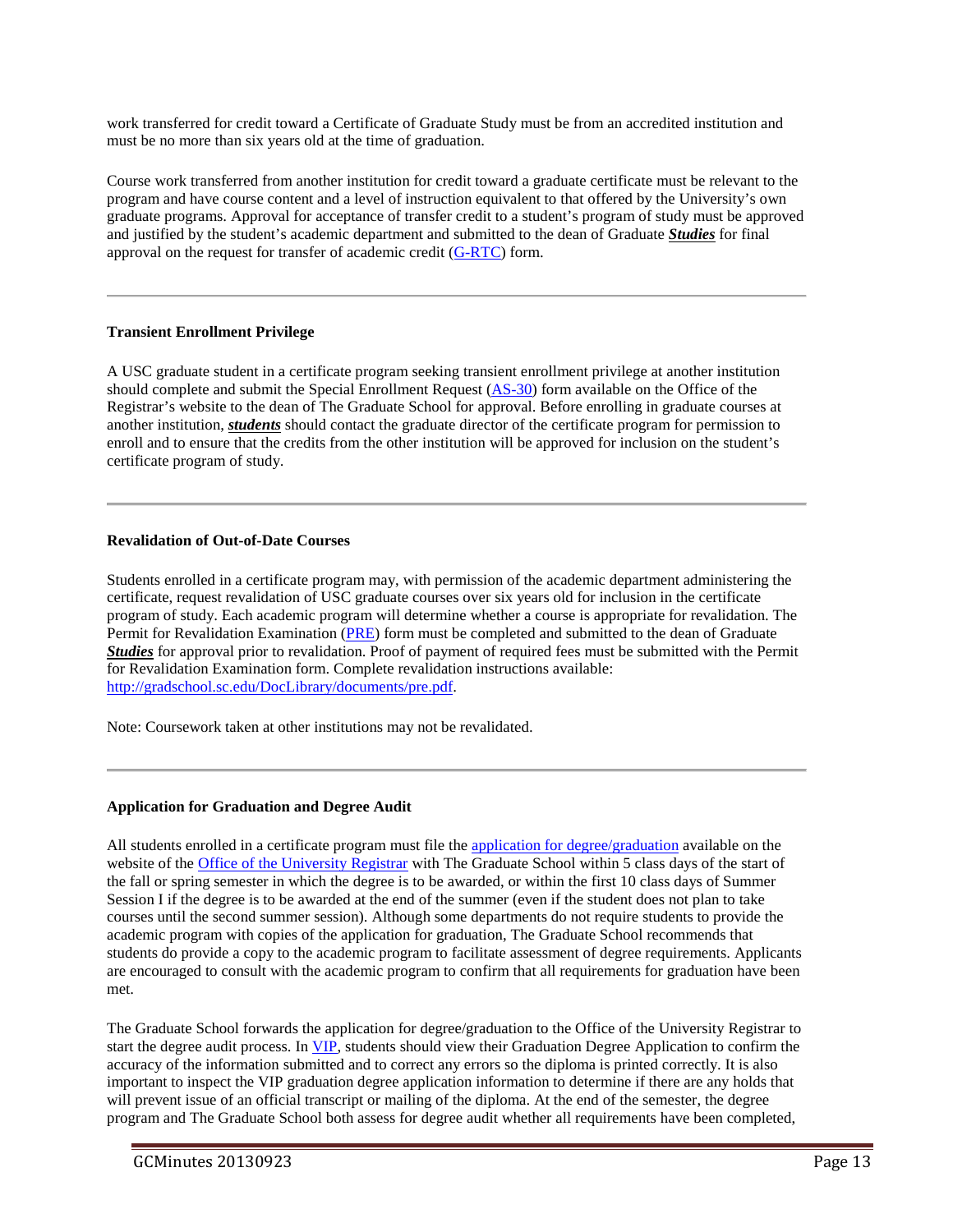work transferred for credit toward a Certificate of Graduate Study must be from an accredited institution and must be no more than six years old at the time of graduation.

Course work transferred from another institution for credit toward a graduate certificate must be relevant to the program and have course content and a level of instruction equivalent to that offered by the University's own graduate programs. Approval for acceptance of transfer credit to a student's program of study must be approved and justified by the student's academic department and submitted to the dean of Graduate ***Studies*** for final approval on the request for transfer of academic credit (G-RTC) form.

---

**Transient Enrollment Privilege**

A USC graduate student in a certificate program seeking transient enrollment privilege at another institution should complete and submit the Special Enrollment Request (AS-30) form available on the Office of the Registrar's website to the dean of The Graduate School for approval. Before enrolling in graduate courses at another institution, ***students*** should contact the graduate director of the certificate program for permission to enroll and to ensure that the credits from the other institution will be approved for inclusion on the student's certificate program of study.

---

**Revalidation of Out-of-Date Courses**

Students enrolled in a certificate program may, with permission of the academic department administering the certificate, request revalidation of USC graduate courses over six years old for inclusion in the certificate program of study. Each academic program will determine whether a course is appropriate for revalidation. The Permit for Revalidation Examination (PRE) form must be completed and submitted to the dean of Graduate ***Studies*** for approval prior to revalidation. Proof of payment of required fees must be submitted with the Permit for Revalidation Examination form. Complete revalidation instructions available: http://gradschool.sc.edu/DocLibrary/documents/pre.pdf.

Note: Coursework taken at other institutions may not be revalidated.

---

**Application for Graduation and Degree Audit**

All students enrolled in a certificate program must file the application for degree/graduation available on the website of the Office of the University Registrar with The Graduate School within 5 class days of the start of the fall or spring semester in which the degree is to be awarded, or within the first 10 class days of Summer Session I if the degree is to be awarded at the end of the summer (even if the student does not plan to take courses until the second summer session). Although some departments do not require students to provide the academic program with copies of the application for graduation, The Graduate School recommends that students do provide a copy to the academic program to facilitate assessment of degree requirements. Applicants are encouraged to consult with the academic program to confirm that all requirements for graduation have been met.

The Graduate School forwards the application for degree/graduation to the Office of the University Registrar to start the degree audit process. In VIP, students should view their Graduation Degree Application to confirm the accuracy of the information submitted and to correct any errors so the diploma is printed correctly. It is also important to inspect the VIP graduation degree application information to determine if there are any holds that will prevent issue of an official transcript or mailing of the diploma. At the end of the semester, the degree program and The Graduate School both assess for degree audit whether all requirements have been completed,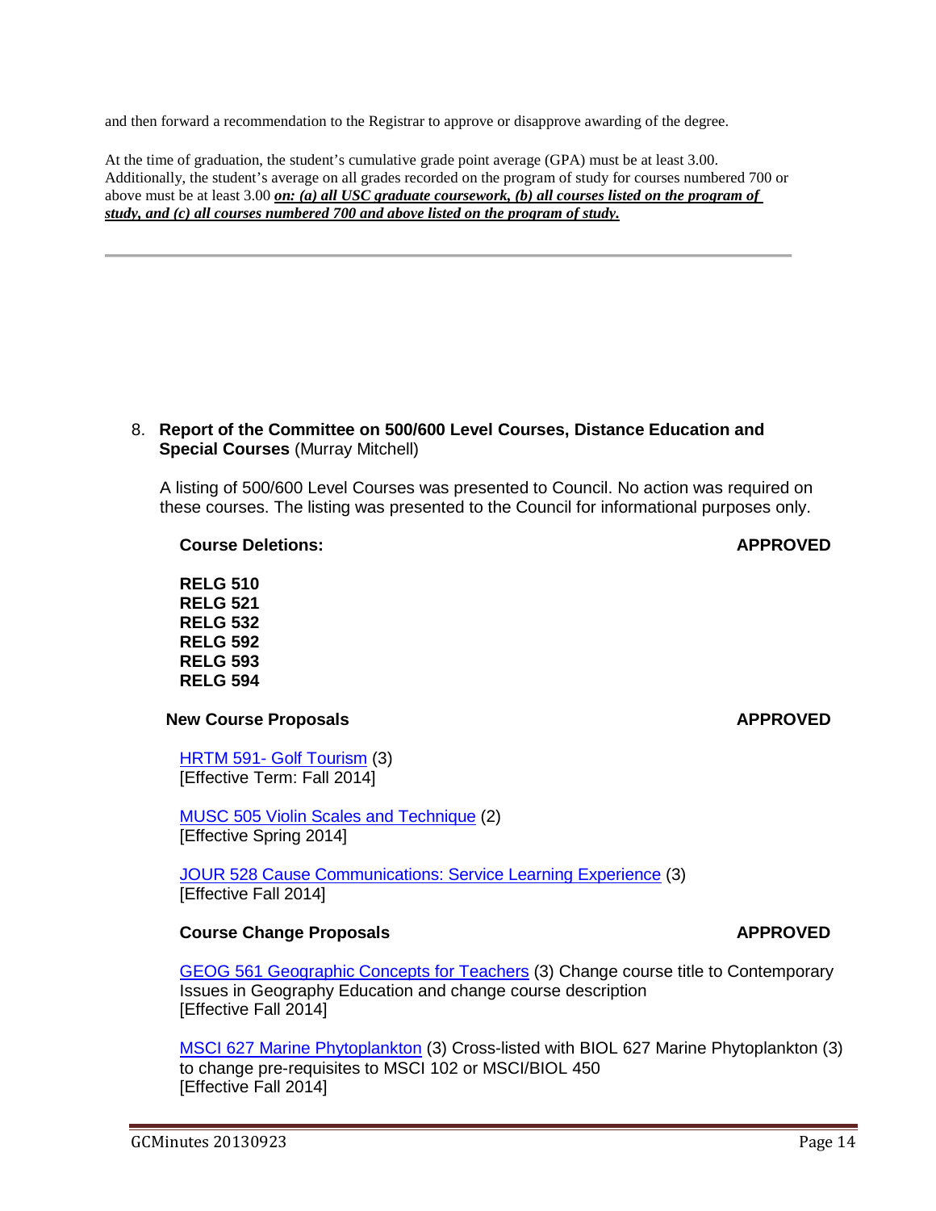and then forward a recommendation to the Registrar to approve or disapprove awarding of the degree.

At the time of graduation, the student's cumulative grade point average (GPA) must be at least 3.00. Additionally, the student's average on all grades recorded on the program of study for courses numbered 700 or above must be at least 3.00 ***on: (a) all USC graduate coursework, (b) all courses listed on the program of study, and (c) all courses numbered 700 and above listed on the program of study.***

---

8. **Report of the Committee on 500/600 Level Courses, Distance Education and Special Courses** (Murray Mitchell)

   A listing of 500/600 Level Courses was presented to Council. No action was required on these courses. The listing was presented to the Council for informational purposes only.

   **Course Deletions:** **APPROVED**

   **RELG 510**
   **RELG 521**
   **RELG 532**
   **RELG 592**
   **RELG 593**
   **RELG 594**

   **New Course Proposals** **APPROVED**

   HRTM 591- Golf Tourism (3)
   [Effective Term: Fall 2014]

   MUSC 505 Violin Scales and Technique (2)
   [Effective Spring 2014]

   JOUR 528 Cause Communications: Service Learning Experience (3)
   [Effective Fall 2014]

   **Course Change Proposals** **APPROVED**

   GEOG 561 Geographic Concepts for Teachers (3) Change course title to Contemporary Issues in Geography Education and change course description
   [Effective Fall 2014]

   MSCI 627 Marine Phytoplankton (3) Cross-listed with BIOL 627 Marine Phytoplankton (3) to change pre-requisites to MSCI 102 or MSCI/BIOL 450
   [Effective Fall 2014]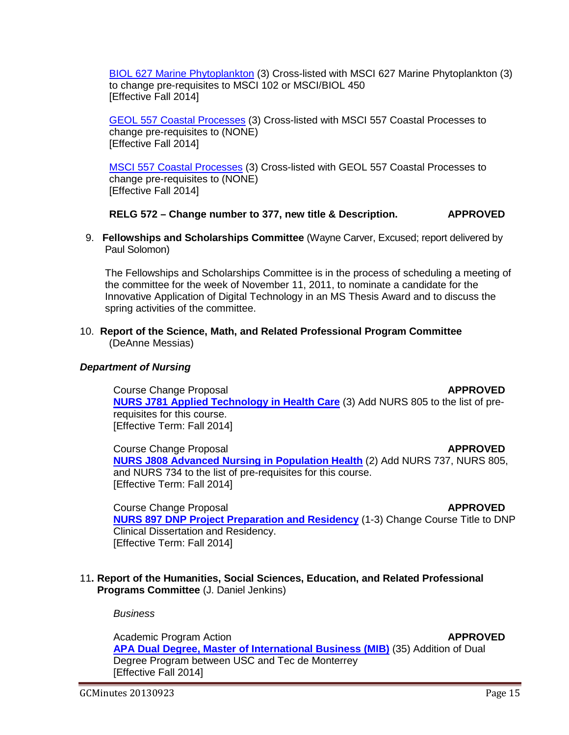BIOL 627 Marine Phytoplankton (3) Cross-listed with MSCI 627 Marine Phytoplankton (3) to change pre-requisites to MSCI 102 or MSCI/BIOL 450
[Effective Fall 2014]

GEOL 557 Coastal Processes (3) Cross-listed with MSCI 557 Coastal Processes to change pre-requisites to (NONE)
[Effective Fall 2014]

MSCI 557 Coastal Processes (3) Cross-listed with GEOL 557 Coastal Processes to change pre-requisites to (NONE)
[Effective Fall 2014]

**RELG 572 – Change number to 377, new title & Description. APPROVED**

9. **Fellowships and Scholarships Committee** (Wayne Carver, Excused; report delivered by Paul Solomon)

   The Fellowships and Scholarships Committee is in the process of scheduling a meeting of the committee for the week of November 11, 2011, to nominate a candidate for the Innovative Application of Digital Technology in an MS Thesis Award and to discuss the spring activities of the committee.

10. **Report of the Science, Math, and Related Professional Program Committee** (DeAnne Messias)

***Department of Nursing***

Course Change Proposal **APPROVED**
**NURS J781 Applied Technology in Health Care** (3) Add NURS 805 to the list of pre-requisites for this course.
[Effective Term: Fall 2014]

Course Change Proposal **APPROVED**
**NURS J808 Advanced Nursing in Population Health** (2) Add NURS 737, NURS 805, and NURS 734 to the list of pre-requisites for this course.
[Effective Term: Fall 2014]

Course Change Proposal **APPROVED**
**NURS 897 DNP Project Preparation and Residency** (1-3) Change Course Title to DNP Clinical Dissertation and Residency.
[Effective Term: Fall 2014]

11. **Report of the Humanities, Social Sciences, Education, and Related Professional Programs Committee** (J. Daniel Jenkins)

*Business*

Academic Program Action **APPROVED**
**APA Dual Degree, Master of International Business (MIB)** (35) Addition of Dual Degree Program between USC and Tec de Monterrey
[Effective Fall 2014]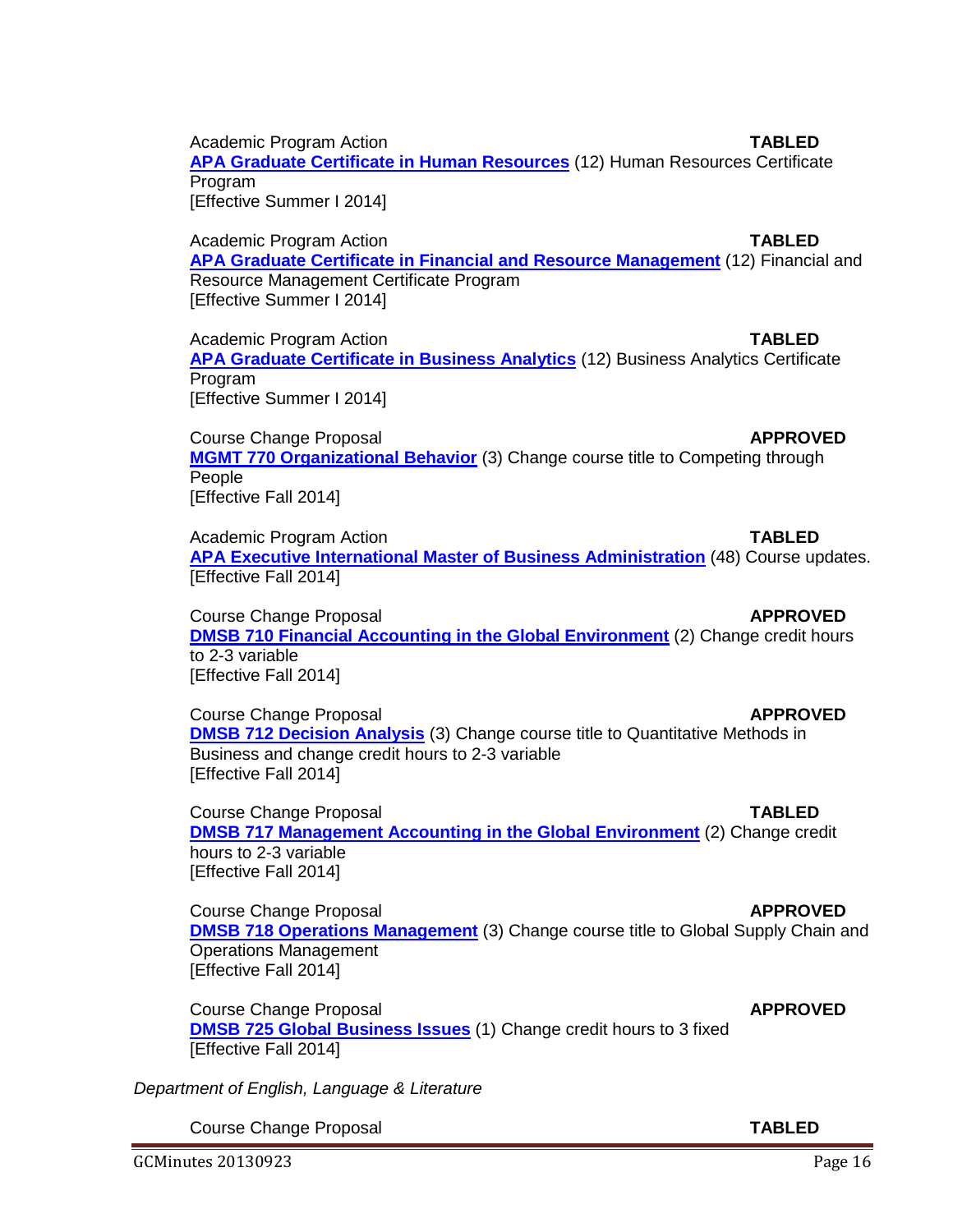Academic Program Action **TABLED**
**APA Graduate Certificate in Human Resources** (12) Human Resources Certificate Program
[Effective Summer I 2014]

Academic Program Action **TABLED**
**APA Graduate Certificate in Financial and Resource Management** (12) Financial and Resource Management Certificate Program
[Effective Summer I 2014]

Academic Program Action **TABLED**
**APA Graduate Certificate in Business Analytics** (12) Business Analytics Certificate Program
[Effective Summer I 2014]

Course Change Proposal **APPROVED**
**MGMT 770 Organizational Behavior** (3) Change course title to Competing through People
[Effective Fall 2014]

Academic Program Action **TABLED**
**APA Executive International Master of Business Administration** (48) Course updates.
[Effective Fall 2014]

Course Change Proposal **APPROVED**
**DMSB 710 Financial Accounting in the Global Environment** (2) Change credit hours to 2-3 variable
[Effective Fall 2014]

Course Change Proposal **APPROVED**
**DMSB 712 Decision Analysis** (3) Change course title to Quantitative Methods in Business and change credit hours to 2-3 variable
[Effective Fall 2014]

Course Change Proposal **TABLED**
**DMSB 717 Management Accounting in the Global Environment** (2) Change credit hours to 2-3 variable
[Effective Fall 2014]

Course Change Proposal **APPROVED**
**DMSB 718 Operations Management** (3) Change course title to Global Supply Chain and Operations Management
[Effective Fall 2014]

Course Change Proposal **APPROVED**
**DMSB 725 Global Business Issues** (1) Change credit hours to 3 fixed
[Effective Fall 2014]

*Department of English, Language & Literature*

Course Change Proposal **TABLED**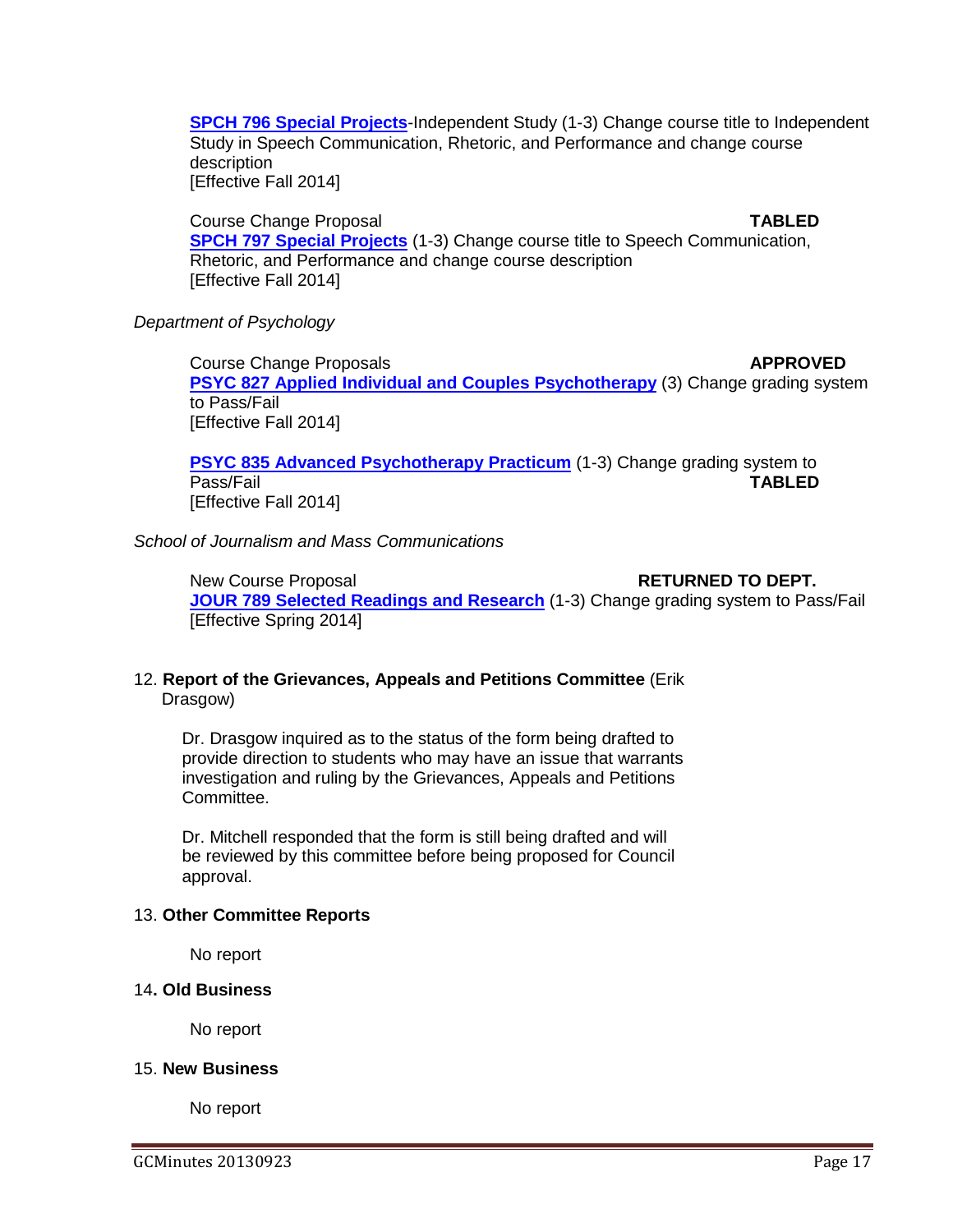**SPCH 796 Special Projects**-Independent Study (1-3) Change course title to Independent Study in Speech Communication, Rhetoric, and Performance and change course description
[Effective Fall 2014]

Course Change Proposal **TABLED**
**SPCH 797 Special Projects** (1-3) Change course title to Speech Communication, Rhetoric, and Performance and change course description
[Effective Fall 2014]

*Department of Psychology*

Course Change Proposals **APPROVED**
**PSYC 827 Applied Individual and Couples Psychotherapy** (3) Change grading system to Pass/Fail
[Effective Fall 2014]

**PSYC 835 Advanced Psychotherapy Practicum** (1-3) Change grading system to Pass/Fail **TABLED**
[Effective Fall 2014]

*School of Journalism and Mass Communications*

New Course Proposal **RETURNED TO DEPT.**
**JOUR 789 Selected Readings and Research** (1-3) Change grading system to Pass/Fail
[Effective Spring 2014]

12. **Report of the Grievances, Appeals and Petitions Committee** (Erik Drasgow)

Dr. Drasgow inquired as to the status of the form being drafted to provide direction to students who may have an issue that warrants investigation and ruling by the Grievances, Appeals and Petitions Committee.

Dr. Mitchell responded that the form is still being drafted and will be reviewed by this committee before being proposed for Council approval.

13. **Other Committee Reports**

No report

14. **Old Business**

No report

15. **New Business**

No report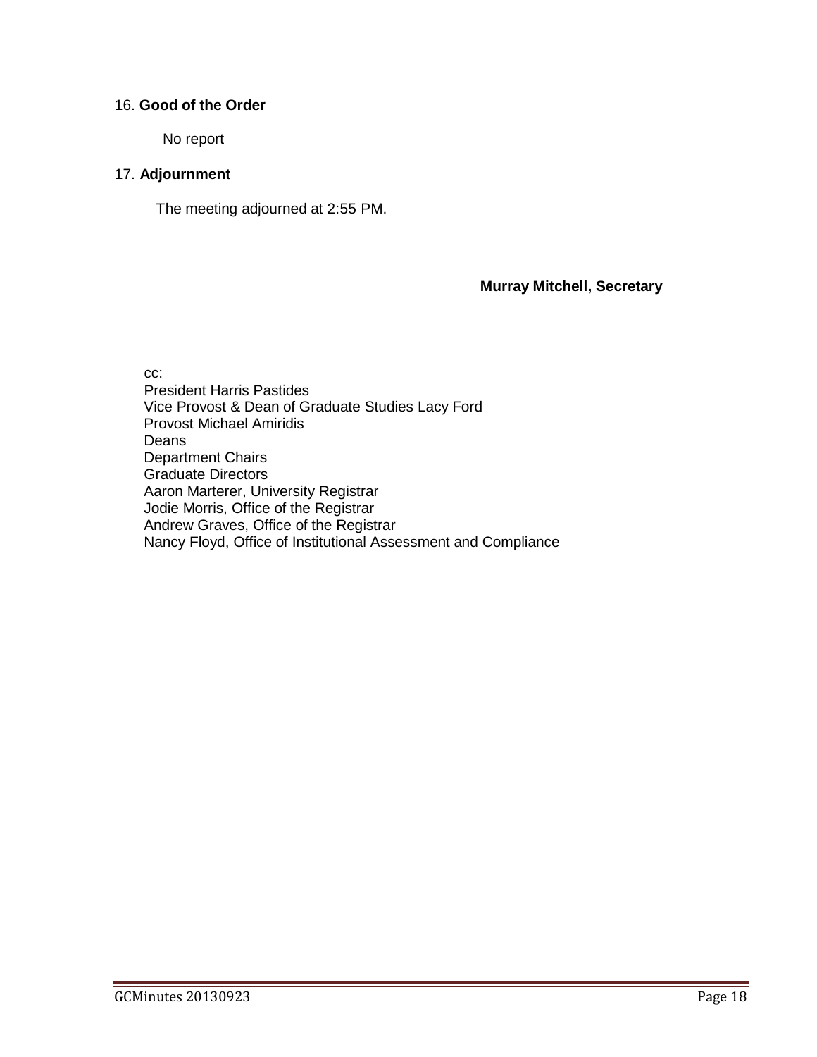16. **Good of the Order**

No report

17. **Adjournment**

The meeting adjourned at 2:55 PM.

**Murray Mitchell, Secretary**

cc:
President Harris Pastides
Vice Provost & Dean of Graduate Studies Lacy Ford
Provost Michael Amiridis
Deans
Department Chairs
Graduate Directors
Aaron Marterer, University Registrar
Jodie Morris, Office of the Registrar
Andrew Graves, Office of the Registrar
Nancy Floyd, Office of Institutional Assessment and Compliance